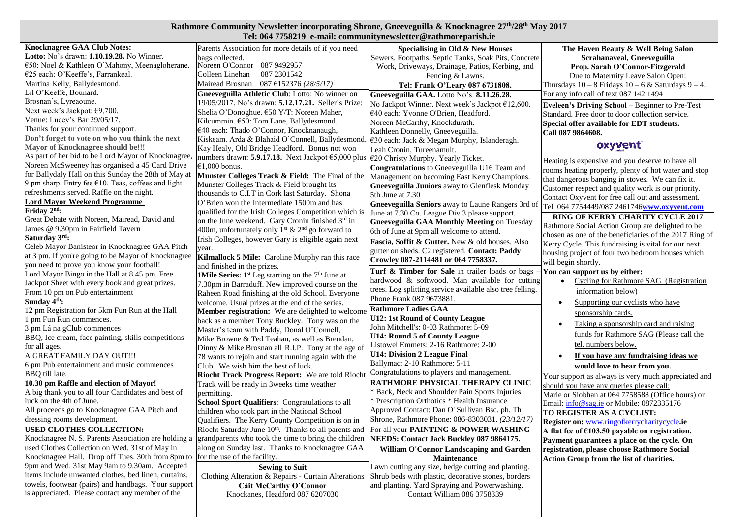# Rathmore Community Newsletter incorporating Shrone, Gneeveguilla & Knocknagree 27th/28th May 2017

Tel: 064 7758219 e-mail: communitynewsletter@rathmoreparish.ie

**Knocknagree GAA Club Notes:**
**Lotto:** No's drawn: **1.10.19.28.** No Winner.
€50: Noel & Kathleen O'Mahony, Meenagloherane.
€25 each: O'Keeffe's, Farrankeal.
Martina Kelly, Ballydesmond.
Lil O'Keeffe, Bounard.
Brosnan's, Lyreaoune.
Next week's Jackpot: €9,700.
Venue: Lucey's Bar 29/05/17.
Thanks for your continued support.
**Don't forget to vote on who you think the next Mayor of Knocknagree should be!!!**
As part of her bid to be Lord Mayor of Knocknagree, Noreen McSweeney has organised a 45 Card Drive for Ballydaly Hall on this Sunday the 28th of May at 9 pm sharp. Entry fee €10. Teas, coffees and light refreshments served. Raffle on the night.

**Lord Mayor Weekend Programme**

**Friday 2nd:**
Great Debate with Noreen, Mairead, David and James @ 9.30pm in Fairfield Tavern

**Saturday 3rd:**
Celeb Major Banisteor in Knocknagree GAA Pitch at 3 pm. If you're going to be Mayor of Knocknagree you need to prove you know your football!
Lord Mayor Bingo in the Hall at 8.45 pm. Free Jackpot Sheet with every book and great prizes.
From 10 pm on Pub entertainment

**Sunday 4th:**
12 pm Registration for 5km Fun Run at the Hall
1 pm Fun Run commences.
3 pm Lá na gClub commences
BBQ, Ice cream, face painting, skills competitions for all ages.
A GREAT FAMILY DAY OUT!!!
6 pm Pub entertainment and music commences
BBQ till late.
**10.30 pm Raffle and election of Mayor!**
A big thank you to all four Candidates and best of luck on the 4th of June.
All proceeds go to Knocknagree GAA Pitch and dressing rooms development.

**USED CLOTHES COLLECTION:**
Knocknagree N. S. Parents Association are holding a used Clothes Collection on Wed. 31st of May in Knocknagree Hall. Drop off Tues. 30th from 8pm to 9pm and Wed. 31st May 9am to 9.30am. Accepted items include unwanted clothes, bed linen, curtains, towels, footwear (pairs) and handbags. Your support is appreciated. Please contact any member of the Parents Association for more details of if you need bags collected.
Noreen O'Connor 087 9492957
Colleen Linehan 087 2301542
Mairead Brosnan 087 6152376 *(28/5/17)*

**Gneeveguilla Athletic Club**: Lotto: No winner on 19/05/2017. No's drawn: **5.12.17.21.** Seller's Prize: Shelia O'Donoghue. €50 Y/T: Noreen Maher, Kilcummin. €50: Tom Lane, Ballydesmond. €40 each: Thado O'Connor, Knocknanaugh, Kiskeam. Arda & Blahaid O'Connell, Ballydesmond. Kay Healy, Old Bridge Headford. Bonus not won numbers drawn: **5.9.17.18.** Next Jackpot €5,000 plus €1,000 bonus.

**Munster Colleges Track & Field:** The Final of the Munster Colleges Track & Field brought its thousands to C.I.T in Cork last Saturday. Shona O'Brien won the Intermediate 1500m and has qualified for the Irish Colleges Competition which is on the June weekend. Gary Cronin finished 3rd in 400m, unfortunately only 1st & 2nd go forward to Irish Colleges, however Gary is eligible again next year.

**Kilmallock 5 Mile:** Caroline Murphy ran this race and finished in the prizes.

**1Mile Series**: 1st Leg starting on the 7th June at 7.30pm in Barraduff. New improved course on the Raheen Road finishing at the old School. Everyone welcome. Usual prizes at the end of the series.

**Member registration:** We are delighted to welcome back as a member Tony Buckley. Tony was on the Master's team with Paddy, Donal O'Connell, Mike Browne & Ted Teahan, as well as Brendan, Dinny & Mike Brosnan all R.I.P. Tony at the age of 78 wants to rejoin and start running again with the Club. We wish him the best of luck.

**Riocht Track Progress Report:** We are told Riocht Track will be ready in 3weeks time weather permitting.

**School Sport Qualifiers**: Congratulations to all children who took part in the National School Qualifiers. The Kerry County Competition is on in Riocht Saturday June 10th. Thanks to all parents and grandparents who took the time to bring the children along on Sunday last. Thanks to Knocknagree GAA for the use of the facility.

**Sewing to Suit**
Clothing Alteration & Repairs - Curtain Alterations
**Cáit McCarthy O'Connor**
Knockanes, Headford 087 6207030

**Specialising in Old & New Houses**
Sewers, Footpaths, Septic Tanks, Soak Pits, Concrete Work, Driveways, Drainage, Patios, Kerbing, and Fencing & Lawns.
**Tel: Frank O'Leary 087 6731808.**

**Gneeveguilla GAA.** Lotto No's: **8.11.26.28.**
No Jackpot Winner. Next week's Jackpot €12,600.
€40 each: Yvonne O'Brien, Headford.
Noreen McCarthy, Knockdurath.
Kathleen Donnelly, Gneeveguilla.
€30 each: Jack & Megan Murphy, Islanderagh.
Leah Cronin, Tureenamult.
€20 Christy Murphy. Yearly Ticket.
**Congratulations** to Gneeveguilla U16 Team and Management on becoming East Kerry Champions.
**Gneeveguilla Juniors** away to Glenflesk Monday 5th June at 7.30
**Gneeveguilla Seniors** away to Laune Rangers 3rd of June at 7.30 Co. League Div.3 please support.
**Gneeveguilla GAA Monthly Meeting** on Tuesday 6th of June at 9pm all welcome to attend.

**Fascia, Soffit & Gutter.** New & old houses. Also gutter on sheds. C2 registered. **Contact: Paddy Crowley 087-2114481 or 064 7758337.**

**Turf & Timber for Sale** in trailer loads or bags – hardwood & softwood. Man available for cutting trees. Log splitting service available also tree felling. Phone Frank 087 9673881.

**Rathmore Ladies GAA**
**U12: 1st Round of County League**
John Mitchell's: 0-03 Rathmore: 5-09
**U14: Round 5 of County League**
Listowel Emmets: 2-16 Rathmore: 2-00
**U14: Division 2 League Final**
Ballymac: 2-10 Rathmore: 5-11
Congratulations to players and management.

**RATHMORE PHYSICAL THERAPY CLINIC**
\* Back, Neck and Shoulder Pain Sports Injuries
\* Prescription Orthotics \* Health Insurance
Approved Contact: Dan O' Sullivan Bsc. ph. Th
Shrone, Rathmore Phone: 086-8303031. *(23/12/17)*

For all your **PAINTING & POWER WASHING NEEDS: Contact Jack Buckley 087 9864175.**

**William O'Connor Landscaping and Garden Maintenance**
Lawn cutting any size, hedge cutting and planting. Shrub beds with plastic, decorative stones, borders and planting. Yard Spraying and Powerwashing.
Contact William 086 3758339

**The Haven Beauty & Well Being Salon**
**Scrahanaveal, Gneeveguilla**
**Prop. Sarah O'Connor-Fitzgerald**
Due to Maternity Leave Salon Open:
Thursdays 10 – 8 Fridays 10 – 6 & Saturdays 9 – 4.
For any info call of text 087 142 1494

**Eveleen's Driving School –** Beginner to Pre-Test Standard. Free door to door collection service.
**Special offer available for EDT students.**
**Call 087 9864608.**

**oxyvent**

Heating is expensive and you deserve to have all rooms heating properly, plenty of hot water and stop that dangerous banging in stoves. We can fix it. Customer respect and quality work is our priority. Contact Oxyvent for free call out and assessment. Tel 064 7754449/087 2461746**www.oxyvent.com**

**RING OF KERRY CHARITY CYCLE 2017**
Rathmore Social Action Group are delighted to be chosen as one of the beneficiaries of the 2017 Ring of Kerry Cycle. This fundraising is vital for our next housing project of four two bedroom houses which will begin shortly.

**You can support us by either:**

- Cycling for Rathmore SAG (Registration information below)
- Supporting our cyclists who have sponsorship cards.
- Taking a sponsorship card and raising funds for Rathmore SAG (Please call the tel. numbers below.
- **If you have any fundraising ideas we would love to hear from you.**

Your support as always is very much appreciated and should you have any queries please call:
Marie or Siobhan at 064 7758588 (Office hours) or
Email: info@sag.ie or Mobile: 0872335176

**TO REGISTER AS A CYCLIST:**
**Register on:** www.ringofkerrycharitycycle**.ie**
**A flat fee of €103.50 payable on registration. Payment guarantees a place on the cycle. On registration, please choose Rathmore Social Action Group from the list of charities.**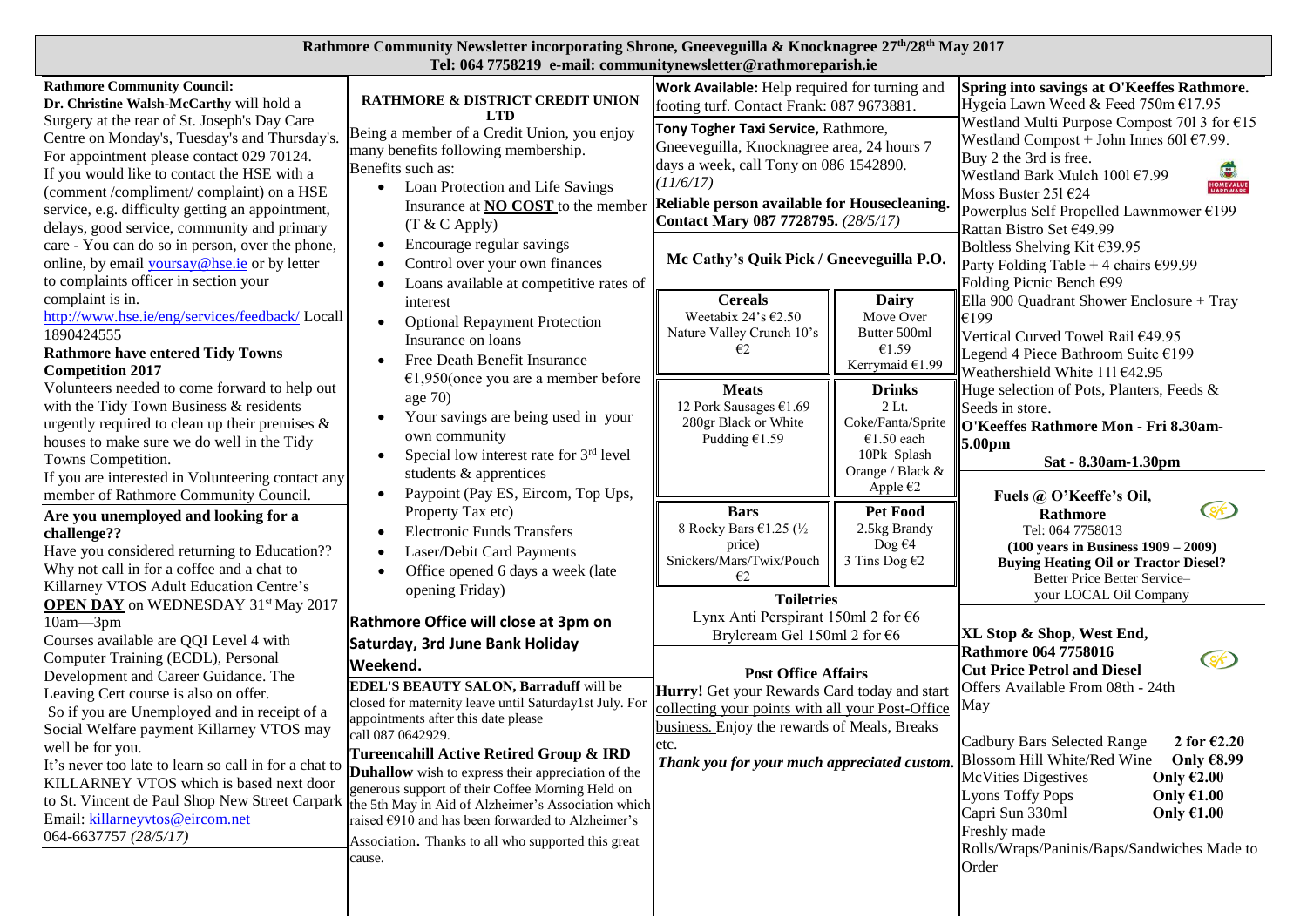**Rathmore Community Newsletter incorporating Shrone, Gneeveguilla & Knocknagree 27th/28th May 2017**
**Tel: 064 7758219 e-mail: communitynewsletter@rathmoreparish.ie**

**Rathmore Community Council:**
**Dr. Christine Walsh-McCarthy** will hold a Surgery at the rear of St. Joseph's Day Care Centre on Monday's, Tuesday's and Thursday's. For appointment please contact 029 70124.
If you would like to contact the HSE with a (comment /compliment/ complaint) on a HSE service, e.g. difficulty getting an appointment, delays, good service, community and primary care - You can do so in person, over the phone, online, by email yoursay@hse.ie or by letter to complaints officer in section your complaint is in.
http://www.hse.ie/eng/services/feedback/ Locall 1890424555

**Rathmore have entered Tidy Towns Competition 2017**
Volunteers needed to come forward to help out with the Tidy Town Business & residents urgently required to clean up their premises & houses to make sure we do well in the Tidy Towns Competition.
If you are interested in Volunteering contact any member of Rathmore Community Council.

**Are you unemployed and looking for a challenge??**
Have you considered returning to Education?? Why not call in for a coffee and a chat to Killarney VTOS Adult Education Centre's **OPEN DAY** on WEDNESDAY 31st May 2017 10am—3pm
Courses available are QQI Level 4 with Computer Training (ECDL), Personal Development and Career Guidance. The Leaving Cert course is also on offer.
So if you are Unemployed and in receipt of a Social Welfare payment Killarney VTOS may well be for you.
It's never too late to learn so call in for a chat to KILLARNEY VTOS which is based next door to St. Vincent de Paul Shop New Street Carpark Email: killarneyvtos@eircom.net
064-6637757 *(28/5/17)*

**RATHMORE & DISTRICT CREDIT UNION LTD**
Being a member of a Credit Union, you enjoy many benefits following membership.
Benefits such as:

- Loan Protection and Life Savings Insurance at **NO COST** to the member (T & C Apply)
- Encourage regular savings
- Control over your own finances
- Loans available at competitive rates of interest
- Optional Repayment Protection Insurance on loans
- Free Death Benefit Insurance €1,950(once you are a member before age 70)
- Your savings are being used in your own community
- Special low interest rate for 3rd level students & apprentices
- Paypoint (Pay ES, Eircom, Top Ups, Property Tax etc)
- Electronic Funds Transfers
- Laser/Debit Card Payments
- Office opened 6 days a week (late opening Friday)

**Rathmore Office will close at 3pm on Saturday, 3rd June Bank Holiday Weekend.**

**EDEL'S BEAUTY SALON, Barraduff** will be closed for maternity leave until Saturday1st July. For appointments after this date please call 087 0642929.

**Tureencahill Active Retired Group & IRD Duhallow** wish to express their appreciation of the generous support of their Coffee Morning Held on the 5th May in Aid of Alzheimer's Association which raised €910 and has been forwarded to Alzheimer's Association. Thanks to all who supported this great cause.

**Work Available:** Help required for turning and footing turf. Contact Frank: 087 9673881.

**Tony Togher Taxi Service,** Rathmore, Gneeveguilla, Knocknagree area, 24 hours 7 days a week, call Tony on 086 1542890. *(11/6/17)*

**Reliable person available for Housecleaning. Contact Mary 087 7728795.** *(28/5/17)*

**Mc Cathy's Quik Pick / Gneeveguilla P.O.**

| Cereals | Dairy |
|---|---|
| Weetabix 24's €2.50<br>Nature Valley Crunch 10's €2 | Move Over Butter 500ml €1.59<br>Kerrymaid €1.99 |
| **Meats** | **Drinks** |
| 12 Pork Sausages €1.69<br>280gr Black or White Pudding €1.59 | 2 Lt. Coke/Fanta/Sprite €1.50 each<br>10Pk Splash Orange / Black & Apple €2 |
| **Bars** | **Pet Food** |
| 8 Rocky Bars €1.25 (½ price)<br>Snickers/Mars/Twix/Pouch €2 | 2.5kg Brandy Dog €4<br>3 Tins Dog €2 |

**Toiletries**
Lynx Anti Perspirant 150ml 2 for €6
Brylcream Gel 150ml 2 for €6

**Post Office Affairs**
**Hurry!** Get your Rewards Card today and start collecting your points with all your Post-Office business. Enjoy the rewards of Meals, Breaks etc.
***Thank you for your much appreciated custom.***

**Spring into savings at O'Keeffes Rathmore.**
Hygeia Lawn Weed & Feed 750m €17.95
Westland Multi Purpose Compost 70l 3 for €15
Westland Compost + John Innes 60l €7.99.
Buy 2 the 3rd is free.
Westland Bark Mulch 100l €7.99
Moss Buster 25l €24
Powerplus Self Propelled Lawnmower €199
Rattan Bistro Set €49.99
Boltless Shelving Kit €39.95
Party Folding Table + 4 chairs €99.99
Folding Picnic Bench €99
Ella 900 Quadrant Shower Enclosure + Tray €199
Vertical Curved Towel Rail €49.95
Legend 4 Piece Bathroom Suite €199
Weathershield White 11l €42.95
Huge selection of Pots, Planters, Feeds & Seeds in store.
**O'Keeffes Rathmore Mon - Fri 8.30am-5.00pm**
**Sat - 8.30am-1.30pm**

**Fuels @ O'Keeffe's Oil, Rathmore**
Tel: 064 7758013
**(100 years in Business 1909 – 2009)**
**Buying Heating Oil or Tractor Diesel?**
Better Price Better Service–
your LOCAL Oil Company

**XL Stop & Shop, West End, Rathmore 064 7758016**
**Cut Price Petrol and Diesel**
Offers Available From 08th - 24th May

| | |
|---|---|
| Cadbury Bars Selected Range | **2 for €2.20** |
| Blossom Hill White/Red Wine | **Only €8.99** |
| McVities Digestives | **Only €2.00** |
| Lyons Toffy Pops | **Only €1.00** |
| Capri Sun 330ml | **Only €1.00** |

Freshly made Rolls/Wraps/Paninis/Baps/Sandwiches Made to Order